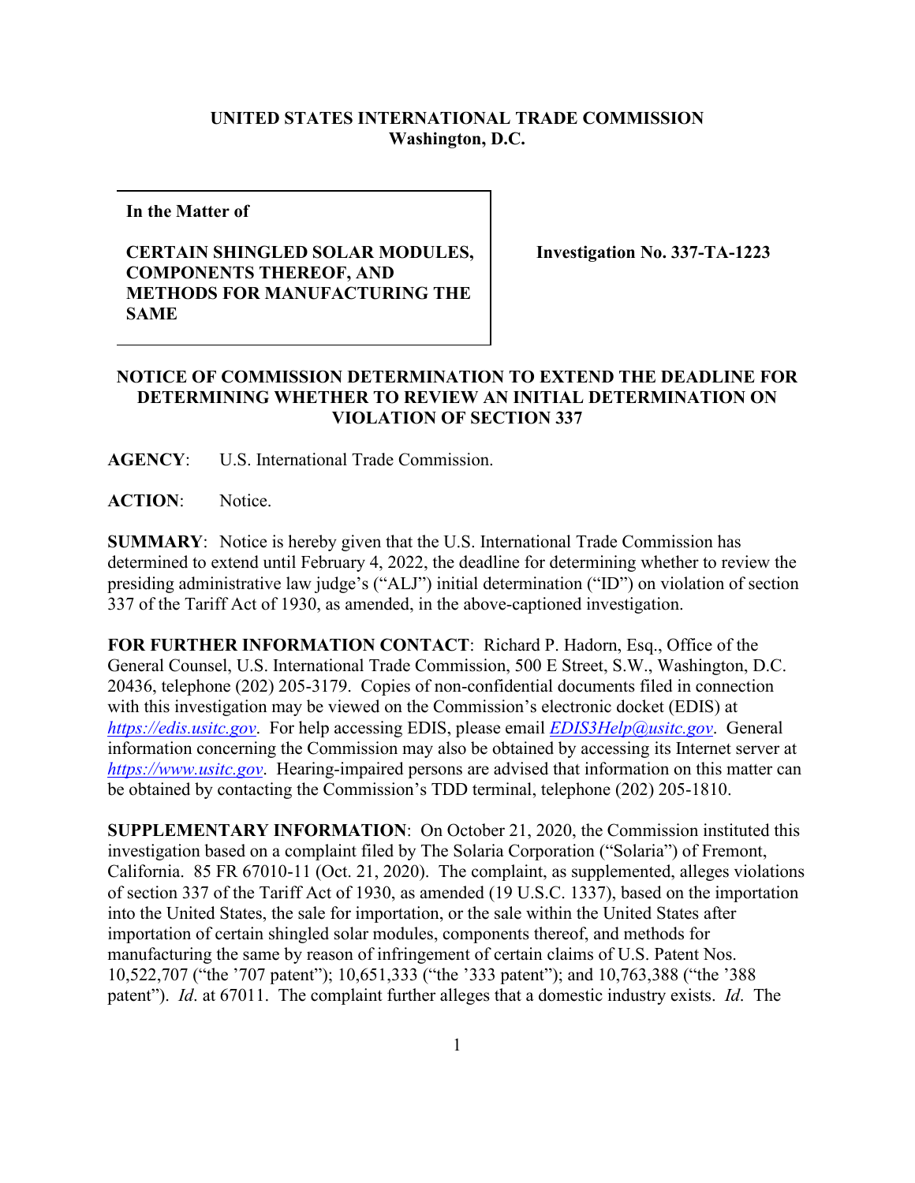**UNITED STATES INTERNATIONAL TRADE COMMISSION**
**Washington, D.C.**

| **In the Matter of**<br><br>**CERTAIN SHINGLED SOLAR MODULES, COMPONENTS THEREOF, AND METHODS FOR MANUFACTURING THE SAME** | **Investigation No. 337-TA-1223** |
|---|---|

**NOTICE OF COMMISSION DETERMINATION TO EXTEND THE DEADLINE FOR DETERMINING WHETHER TO REVIEW AN INITIAL DETERMINATION ON VIOLATION OF SECTION 337**

**AGENCY**: U.S. International Trade Commission.

**ACTION**: Notice.

**SUMMARY**: Notice is hereby given that the U.S. International Trade Commission has determined to extend until February 4, 2022, the deadline for determining whether to review the presiding administrative law judge's ("ALJ") initial determination ("ID") on violation of section 337 of the Tariff Act of 1930, as amended, in the above-captioned investigation.

**FOR FURTHER INFORMATION CONTACT**: Richard P. Hadorn, Esq., Office of the General Counsel, U.S. International Trade Commission, 500 E Street, S.W., Washington, D.C. 20436, telephone (202) 205-3179. Copies of non-confidential documents filed in connection with this investigation may be viewed on the Commission's electronic docket (EDIS) at *https://edis.usitc.gov*. For help accessing EDIS, please email *EDIS3Help@usitc.gov*. General information concerning the Commission may also be obtained by accessing its Internet server at *https://www.usitc.gov*. Hearing-impaired persons are advised that information on this matter can be obtained by contacting the Commission's TDD terminal, telephone (202) 205-1810.

**SUPPLEMENTARY INFORMATION**: On October 21, 2020, the Commission instituted this investigation based on a complaint filed by The Solaria Corporation ("Solaria") of Fremont, California. 85 FR 67010-11 (Oct. 21, 2020). The complaint, as supplemented, alleges violations of section 337 of the Tariff Act of 1930, as amended (19 U.S.C. 1337), based on the importation into the United States, the sale for importation, or the sale within the United States after importation of certain shingled solar modules, components thereof, and methods for manufacturing the same by reason of infringement of certain claims of U.S. Patent Nos. 10,522,707 ("the '707 patent"); 10,651,333 ("the '333 patent"); and 10,763,388 ("the '388 patent"). *Id*. at 67011. The complaint further alleges that a domestic industry exists. *Id*. The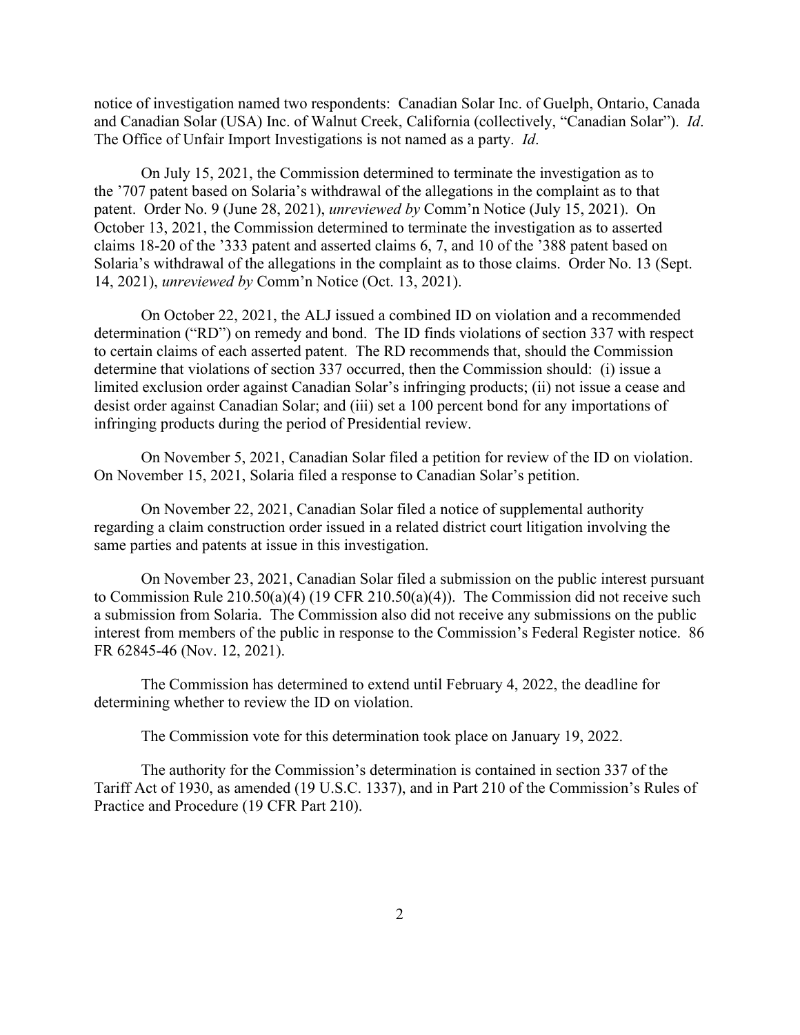notice of investigation named two respondents: Canadian Solar Inc. of Guelph, Ontario, Canada and Canadian Solar (USA) Inc. of Walnut Creek, California (collectively, "Canadian Solar"). *Id*. The Office of Unfair Import Investigations is not named as a party. *Id*.

On July 15, 2021, the Commission determined to terminate the investigation as to the '707 patent based on Solaria's withdrawal of the allegations in the complaint as to that patent. Order No. 9 (June 28, 2021), *unreviewed by* Comm'n Notice (July 15, 2021). On October 13, 2021, the Commission determined to terminate the investigation as to asserted claims 18-20 of the '333 patent and asserted claims 6, 7, and 10 of the '388 patent based on Solaria's withdrawal of the allegations in the complaint as to those claims. Order No. 13 (Sept. 14, 2021), *unreviewed by* Comm'n Notice (Oct. 13, 2021).

On October 22, 2021, the ALJ issued a combined ID on violation and a recommended determination ("RD") on remedy and bond. The ID finds violations of section 337 with respect to certain claims of each asserted patent. The RD recommends that, should the Commission determine that violations of section 337 occurred, then the Commission should: (i) issue a limited exclusion order against Canadian Solar's infringing products; (ii) not issue a cease and desist order against Canadian Solar; and (iii) set a 100 percent bond for any importations of infringing products during the period of Presidential review.

On November 5, 2021, Canadian Solar filed a petition for review of the ID on violation. On November 15, 2021, Solaria filed a response to Canadian Solar's petition.

On November 22, 2021, Canadian Solar filed a notice of supplemental authority regarding a claim construction order issued in a related district court litigation involving the same parties and patents at issue in this investigation.

On November 23, 2021, Canadian Solar filed a submission on the public interest pursuant to Commission Rule 210.50(a)(4) (19 CFR 210.50(a)(4)). The Commission did not receive such a submission from Solaria. The Commission also did not receive any submissions on the public interest from members of the public in response to the Commission's Federal Register notice. 86 FR 62845-46 (Nov. 12, 2021).

The Commission has determined to extend until February 4, 2022, the deadline for determining whether to review the ID on violation.

The Commission vote for this determination took place on January 19, 2022.

The authority for the Commission's determination is contained in section 337 of the Tariff Act of 1930, as amended (19 U.S.C. 1337), and in Part 210 of the Commission's Rules of Practice and Procedure (19 CFR Part 210).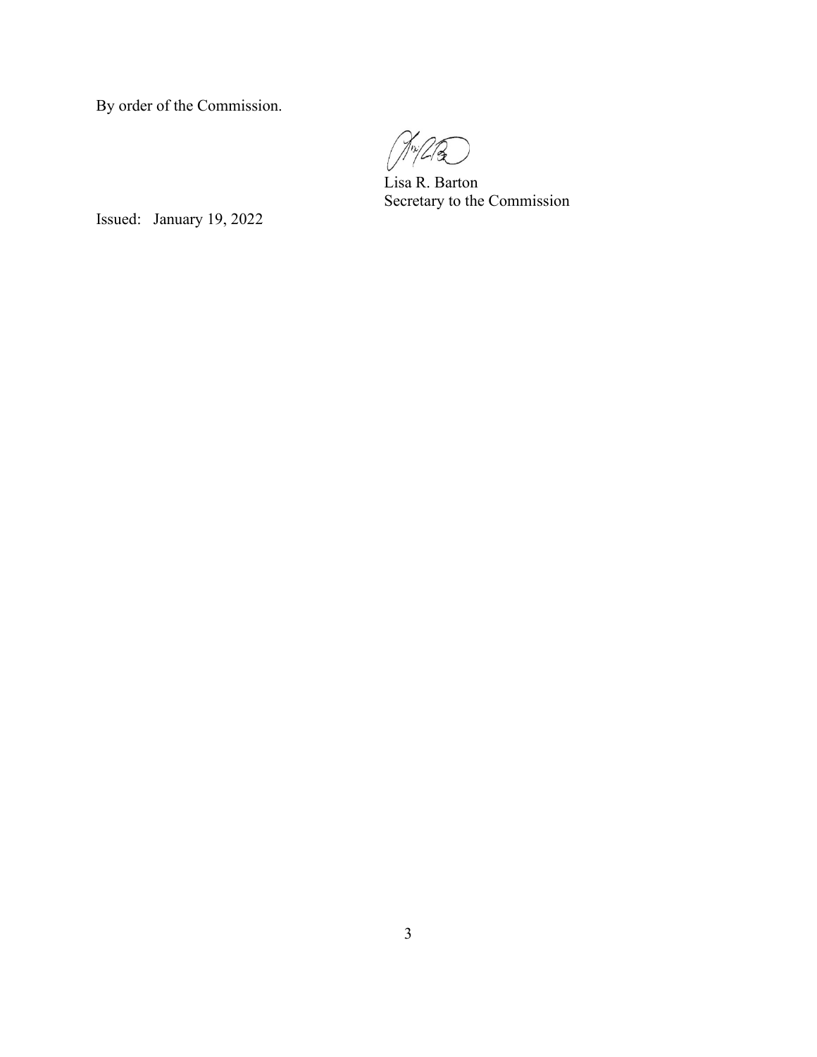By order of the Commission.

Lisa R. Barton
Secretary to the Commission

Issued: January 19, 2022